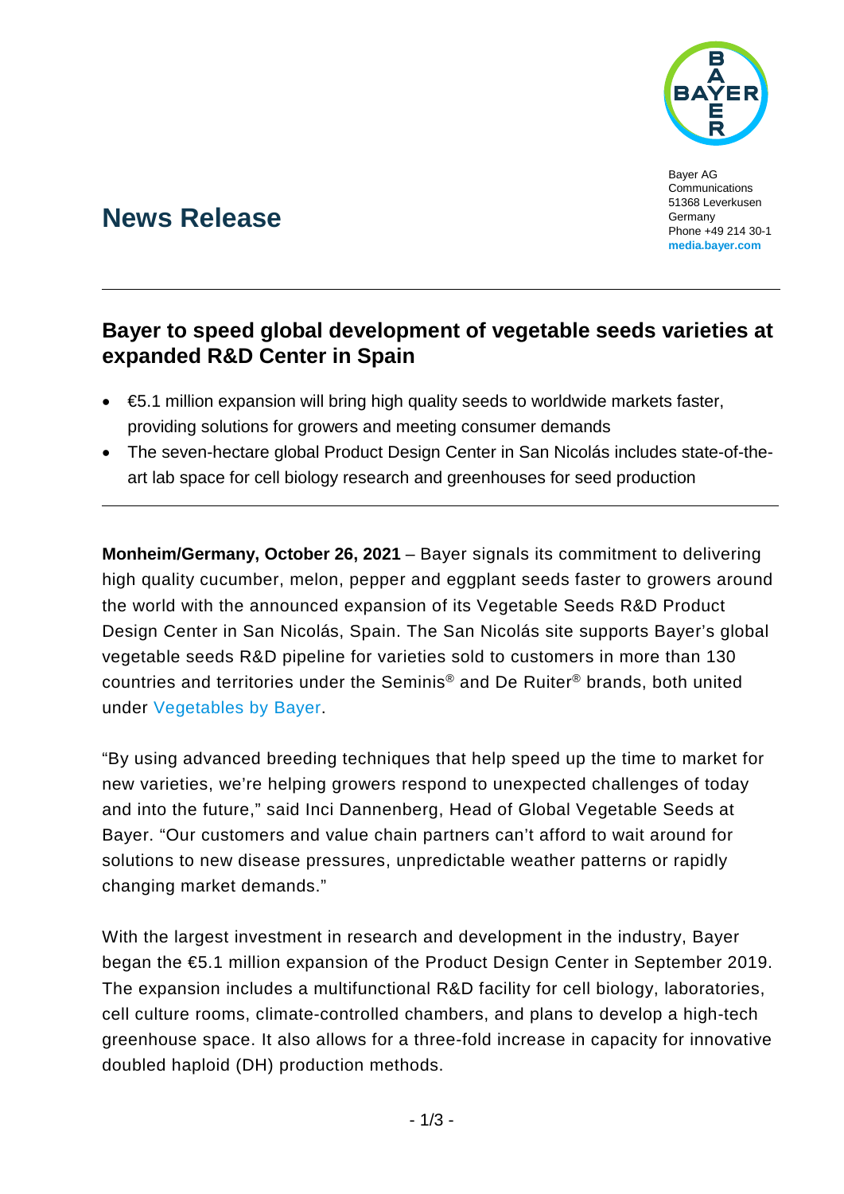Bayer AG
Communications
51368 Leverkusen
Germany
Phone +49 214 30-1
**media.bayer.com**

# News Release

## Bayer to speed global development of vegetable seeds varieties at expanded R&D Center in Spain

- €5.1 million expansion will bring high quality seeds to worldwide markets faster, providing solutions for growers and meeting consumer demands
- The seven-hectare global Product Design Center in San Nicolás includes state-of-the-art lab space for cell biology research and greenhouses for seed production

**Monheim/Germany, October 26, 2021** – Bayer signals its commitment to delivering high quality cucumber, melon, pepper and eggplant seeds faster to growers around the world with the announced expansion of its Vegetable Seeds R&D Product Design Center in San Nicolás, Spain. The San Nicolás site supports Bayer's global vegetable seeds R&D pipeline for varieties sold to customers in more than 130 countries and territories under the Seminis® and De Ruiter® brands, both united under Vegetables by Bayer.

"By using advanced breeding techniques that help speed up the time to market for new varieties, we're helping growers respond to unexpected challenges of today and into the future," said Inci Dannenberg, Head of Global Vegetable Seeds at Bayer. "Our customers and value chain partners can't afford to wait around for solutions to new disease pressures, unpredictable weather patterns or rapidly changing market demands."

With the largest investment in research and development in the industry, Bayer began the €5.1 million expansion of the Product Design Center in September 2019. The expansion includes a multifunctional R&D facility for cell biology, laboratories, cell culture rooms, climate-controlled chambers, and plans to develop a high-tech greenhouse space. It also allows for a three-fold increase in capacity for innovative doubled haploid (DH) production methods.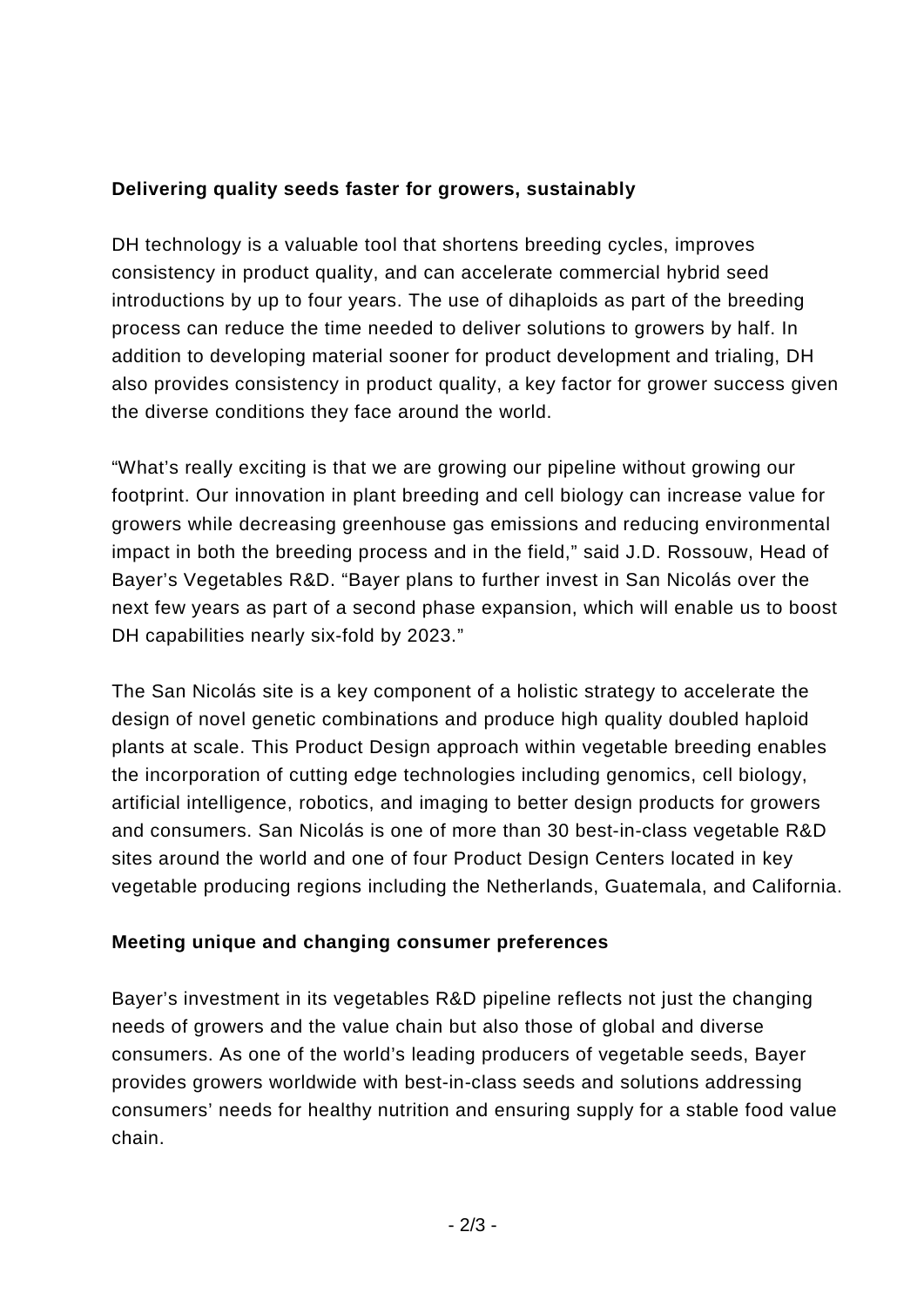**Delivering quality seeds faster for growers, sustainably**

DH technology is a valuable tool that shortens breeding cycles, improves consistency in product quality, and can accelerate commercial hybrid seed introductions by up to four years. The use of dihaploids as part of the breeding process can reduce the time needed to deliver solutions to growers by half. In addition to developing material sooner for product development and trialing, DH also provides consistency in product quality, a key factor for grower success given the diverse conditions they face around the world.

"What's really exciting is that we are growing our pipeline without growing our footprint. Our innovation in plant breeding and cell biology can increase value for growers while decreasing greenhouse gas emissions and reducing environmental impact in both the breeding process and in the field," said J.D. Rossouw, Head of Bayer's Vegetables R&D. "Bayer plans to further invest in San Nicolás over the next few years as part of a second phase expansion, which will enable us to boost DH capabilities nearly six-fold by 2023."

The San Nicolás site is a key component of a holistic strategy to accelerate the design of novel genetic combinations and produce high quality doubled haploid plants at scale. This Product Design approach within vegetable breeding enables the incorporation of cutting edge technologies including genomics, cell biology, artificial intelligence, robotics, and imaging to better design products for growers and consumers. San Nicolás is one of more than 30 best-in-class vegetable R&D sites around the world and one of four Product Design Centers located in key vegetable producing regions including the Netherlands, Guatemala, and California.

**Meeting unique and changing consumer preferences**

Bayer's investment in its vegetables R&D pipeline reflects not just the changing needs of growers and the value chain but also those of global and diverse consumers. As one of the world's leading producers of vegetable seeds, Bayer provides growers worldwide with best-in-class seeds and solutions addressing consumers' needs for healthy nutrition and ensuring supply for a stable food value chain.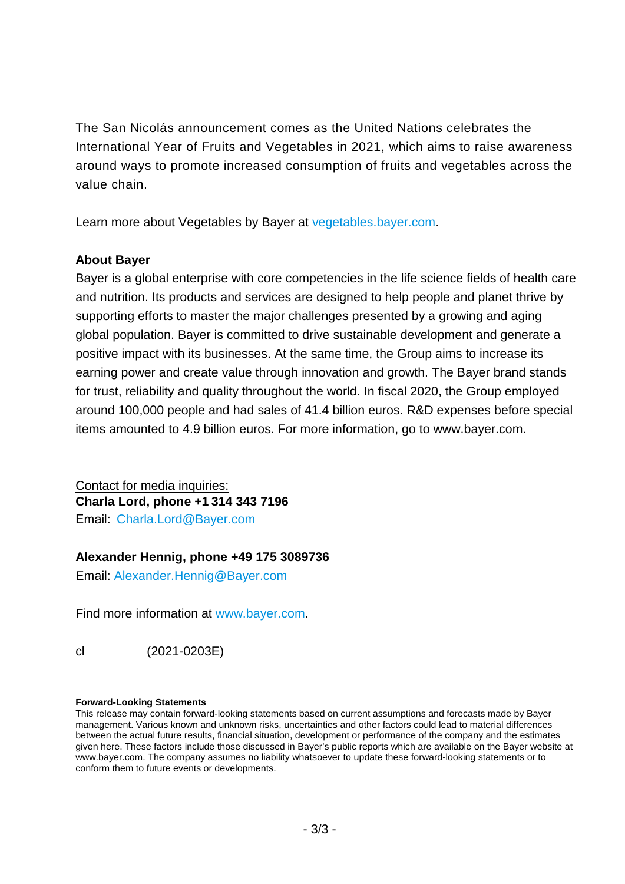The San Nicolás announcement comes as the United Nations celebrates the International Year of Fruits and Vegetables in 2021, which aims to raise awareness around ways to promote increased consumption of fruits and vegetables across the value chain.

Learn more about Vegetables by Bayer at vegetables.bayer.com.

**About Bayer**

Bayer is a global enterprise with core competencies in the life science fields of health care and nutrition. Its products and services are designed to help people and planet thrive by supporting efforts to master the major challenges presented by a growing and aging global population. Bayer is committed to drive sustainable development and generate a positive impact with its businesses. At the same time, the Group aims to increase its earning power and create value through innovation and growth. The Bayer brand stands for trust, reliability and quality throughout the world. In fiscal 2020, the Group employed around 100,000 people and had sales of 41.4 billion euros. R&D expenses before special items amounted to 4.9 billion euros. For more information, go to www.bayer.com.

Contact for media inquiries:
**Charla Lord, phone +1 314 343 7196**
Email: Charla.Lord@Bayer.com

**Alexander Hennig, phone +49 175 3089736**
Email: Alexander.Hennig@Bayer.com

Find more information at www.bayer.com.

cl (2021-0203E)

**Forward-Looking Statements**

This release may contain forward-looking statements based on current assumptions and forecasts made by Bayer management. Various known and unknown risks, uncertainties and other factors could lead to material differences between the actual future results, financial situation, development or performance of the company and the estimates given here. These factors include those discussed in Bayer's public reports which are available on the Bayer website at www.bayer.com. The company assumes no liability whatsoever to update these forward-looking statements or to conform them to future events or developments.